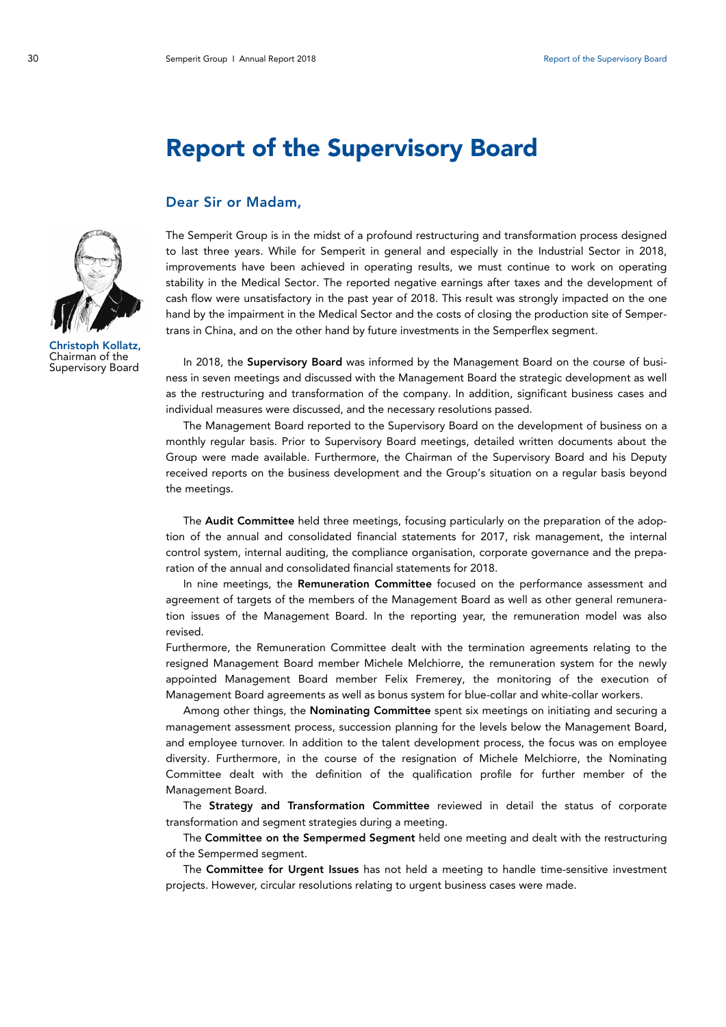# Report of the Supervisory Board

## Dear Sir or Madam,

**Christoph Kollatz,**
Chairman of the Supervisory Board

The Semperit Group is in the midst of a profound restructuring and transformation process designed to last three years. While for Semperit in general and especially in the Industrial Sector in 2018, improvements have been achieved in operating results, we must continue to work on operating stability in the Medical Sector. The reported negative earnings after taxes and the development of cash flow were unsatisfactory in the past year of 2018. This result was strongly impacted on the one hand by the impairment in the Medical Sector and the costs of closing the production site of Sempertrans in China, and on the other hand by future investments in the Semperflex segment.

In 2018, the **Supervisory Board** was informed by the Management Board on the course of business in seven meetings and discussed with the Management Board the strategic development as well as the restructuring and transformation of the company. In addition, significant business cases and individual measures were discussed, and the necessary resolutions passed.

The Management Board reported to the Supervisory Board on the development of business on a monthly regular basis. Prior to Supervisory Board meetings, detailed written documents about the Group were made available. Furthermore, the Chairman of the Supervisory Board and his Deputy received reports on the business development and the Group's situation on a regular basis beyond the meetings.

The **Audit Committee** held three meetings, focusing particularly on the preparation of the adoption of the annual and consolidated financial statements for 2017, risk management, the internal control system, internal auditing, the compliance organisation, corporate governance and the preparation of the annual and consolidated financial statements for 2018.

In nine meetings, the **Remuneration Committee** focused on the performance assessment and agreement of targets of the members of the Management Board as well as other general remuneration issues of the Management Board. In the reporting year, the remuneration model was also revised.

Furthermore, the Remuneration Committee dealt with the termination agreements relating to the resigned Management Board member Michele Melchiorre, the remuneration system for the newly appointed Management Board member Felix Fremerey, the monitoring of the execution of Management Board agreements as well as bonus system for blue-collar and white-collar workers.

Among other things, the **Nominating Committee** spent six meetings on initiating and securing a management assessment process, succession planning for the levels below the Management Board, and employee turnover. In addition to the talent development process, the focus was on employee diversity. Furthermore, in the course of the resignation of Michele Melchiorre, the Nominating Committee dealt with the definition of the qualification profile for further member of the Management Board.

The **Strategy and Transformation Committee** reviewed in detail the status of corporate transformation and segment strategies during a meeting.

The **Committee on the Sempermed Segment** held one meeting and dealt with the restructuring of the Sempermed segment.

The **Committee for Urgent Issues** has not held a meeting to handle time-sensitive investment projects. However, circular resolutions relating to urgent business cases were made.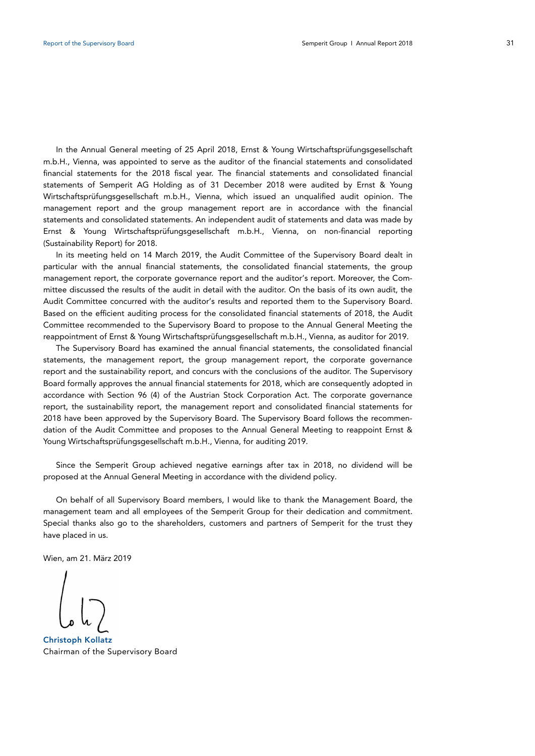In the Annual General meeting of 25 April 2018, Ernst & Young Wirtschaftsprüfungsgesellschaft m.b.H., Vienna, was appointed to serve as the auditor of the financial statements and consolidated financial statements for the 2018 fiscal year. The financial statements and consolidated financial statements of Semperit AG Holding as of 31 December 2018 were audited by Ernst & Young Wirtschaftsprüfungsgesellschaft m.b.H., Vienna, which issued an unqualified audit opinion. The management report and the group management report are in accordance with the financial statements and consolidated statements. An independent audit of statements and data was made by Ernst & Young Wirtschaftsprüfungsgesellschaft m.b.H., Vienna, on non-financial reporting (Sustainability Report) for 2018.

In its meeting held on 14 March 2019, the Audit Committee of the Supervisory Board dealt in particular with the annual financial statements, the consolidated financial statements, the group management report, the corporate governance report and the auditor's report. Moreover, the Committee discussed the results of the audit in detail with the auditor. On the basis of its own audit, the Audit Committee concurred with the auditor's results and reported them to the Supervisory Board. Based on the efficient auditing process for the consolidated financial statements of 2018, the Audit Committee recommended to the Supervisory Board to propose to the Annual General Meeting the reappointment of Ernst & Young Wirtschaftsprüfungsgesellschaft m.b.H., Vienna, as auditor for 2019.

The Supervisory Board has examined the annual financial statements, the consolidated financial statements, the management report, the group management report, the corporate governance report and the sustainability report, and concurs with the conclusions of the auditor. The Supervisory Board formally approves the annual financial statements for 2018, which are consequently adopted in accordance with Section 96 (4) of the Austrian Stock Corporation Act. The corporate governance report, the sustainability report, the management report and consolidated financial statements for 2018 have been approved by the Supervisory Board. The Supervisory Board follows the recommendation of the Audit Committee and proposes to the Annual General Meeting to reappoint Ernst & Young Wirtschaftsprüfungsgesellschaft m.b.H., Vienna, for auditing 2019.

Since the Semperit Group achieved negative earnings after tax in 2018, no dividend will be proposed at the Annual General Meeting in accordance with the dividend policy.

On behalf of all Supervisory Board members, I would like to thank the Management Board, the management team and all employees of the Semperit Group for their dedication and commitment. Special thanks also go to the shareholders, customers and partners of Semperit for the trust they have placed in us.

Wien, am 21. März 2019

**Christoph Kollatz**
Chairman of the Supervisory Board